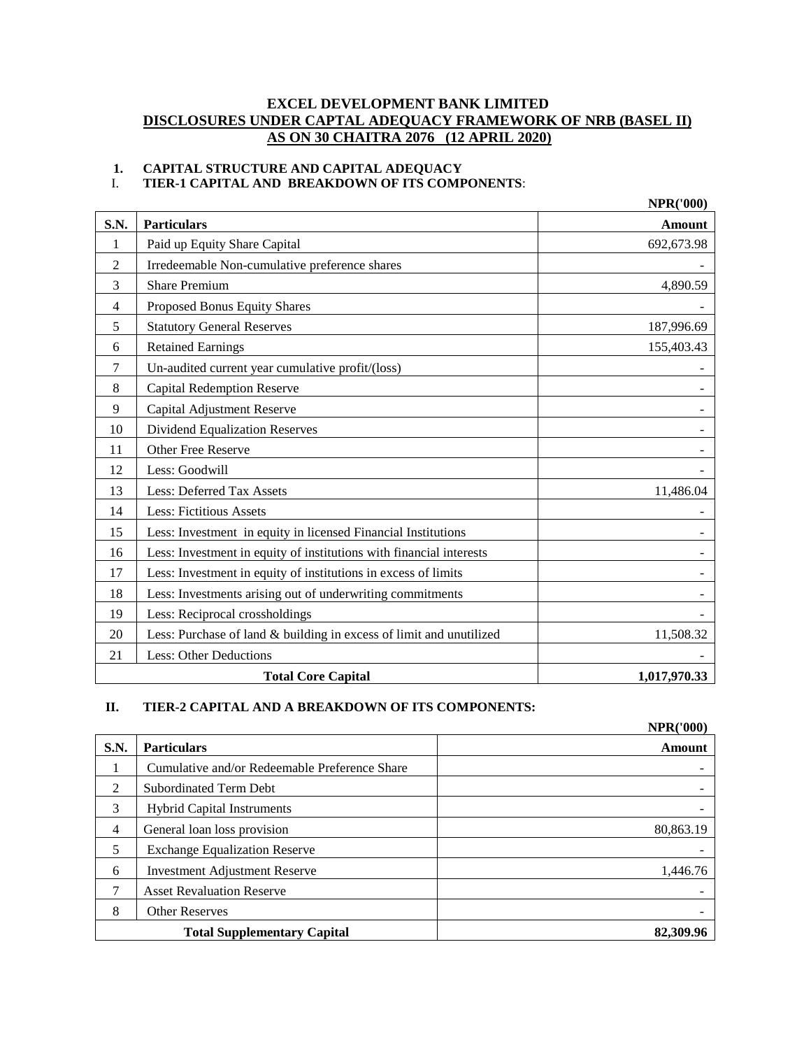# EXCEL DEVELOPMENT BANK LIMITED

## DISCLOSURES UNDER CAPTAL ADEQUACY FRAMEWORK OF NRB (BASEL II)

## AS ON 30 CHAITRA 2076 (12 APRIL 2020)

### 1. CAPITAL STRUCTURE AND CAPITAL ADEQUACY

### I. TIER-1 CAPITAL AND BREAKDOWN OF ITS COMPONENTS:

**NPR('000)**

| S.N. | Particulars | Amount |
|---|---|---|
| 1 | Paid up Equity Share Capital | 692,673.98 |
| 2 | Irredeemable Non-cumulative preference shares | - |
| 3 | Share Premium | 4,890.59 |
| 4 | Proposed Bonus Equity Shares | - |
| 5 | Statutory General Reserves | 187,996.69 |
| 6 | Retained Earnings | 155,403.43 |
| 7 | Un-audited current year cumulative profit/(loss) | - |
| 8 | Capital Redemption Reserve | - |
| 9 | Capital Adjustment Reserve | - |
| 10 | Dividend Equalization Reserves | - |
| 11 | Other Free Reserve | - |
| 12 | Less: Goodwill | - |
| 13 | Less: Deferred Tax Assets | 11,486.04 |
| 14 | Less: Fictitious Assets | - |
| 15 | Less: Investment in equity in licensed Financial Institutions | - |
| 16 | Less: Investment in equity of institutions with financial interests | - |
| 17 | Less: Investment in equity of institutions in excess of limits | - |
| 18 | Less: Investments arising out of underwriting commitments | - |
| 19 | Less: Reciprocal crossholdings | - |
| 20 | Less: Purchase of land & building in excess of limit and unutilized | 11,508.32 |
| 21 | Less: Other Deductions | - |
| | **Total Core Capital** | **1,017,970.33** |

### II. TIER-2 CAPITAL AND A BREAKDOWN OF ITS COMPONENTS:

**NPR('000)**

| S.N. | Particulars | Amount |
|---|---|---|
| 1 | Cumulative and/or Redeemable Preference Share | - |
| 2 | Subordinated Term Debt | - |
| 3 | Hybrid Capital Instruments | - |
| 4 | General loan loss provision | 80,863.19 |
| 5 | Exchange Equalization Reserve | - |
| 6 | Investment Adjustment Reserve | 1,446.76 |
| 7 | Asset Revaluation Reserve | - |
| 8 | Other Reserves | - |
| | **Total Supplementary Capital** | **82,309.96** |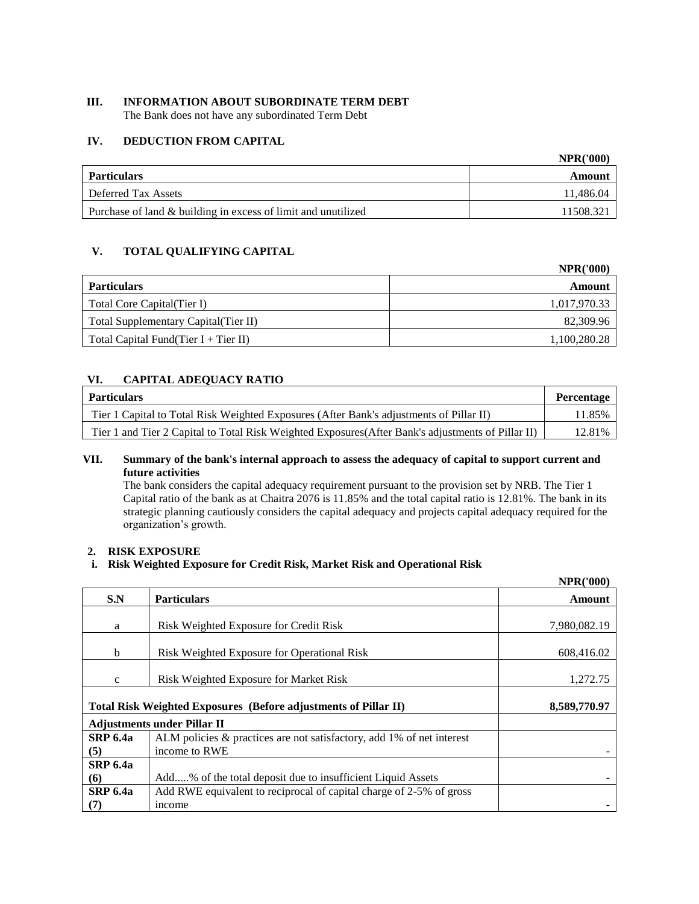### III. INFORMATION ABOUT SUBORDINATE TERM DEBT

The Bank does not have any subordinated Term Debt

### IV. DEDUCTION FROM CAPITAL

**NPR('000)**

| Particulars | Amount |
|---|---|
| Deferred Tax Assets | 11,486.04 |
| Purchase of land & building in excess of limit and unutilized | 11508.321 |

### V. TOTAL QUALIFYING CAPITAL

**NPR('000)**

| Particulars | Amount |
|---|---|
| Total Core Capital(Tier I) | 1,017,970.33 |
| Total Supplementary Capital(Tier II) | 82,309.96 |
| Total Capital Fund(Tier I + Tier II) | 1,100,280.28 |

### VI. CAPITAL ADEQUACY RATIO

| Particulars | Percentage |
|---|---|
| Tier 1 Capital to Total Risk Weighted Exposures (After Bank's adjustments of Pillar II) | 11.85% |
| Tier 1 and Tier 2 Capital to Total Risk Weighted Exposures(After Bank's adjustments of Pillar II) | 12.81% |

### VII. Summary of the bank's internal approach to assess the adequacy of capital to support current and future activities

The bank considers the capital adequacy requirement pursuant to the provision set by NRB. The Tier 1 Capital ratio of the bank as at Chaitra 2076 is 11.85% and the total capital ratio is 12.81%. The bank in its strategic planning cautiously considers the capital adequacy and projects capital adequacy required for the organization's growth.

## 2. RISK EXPOSURE

### i. Risk Weighted Exposure for Credit Risk, Market Risk and Operational Risk

**NPR('000)**

| S.N | Particulars | Amount |
|---|---|---|
| a | Risk Weighted Exposure for Credit Risk | 7,980,082.19 |
| b | Risk Weighted Exposure for Operational Risk | 608,416.02 |
| c | Risk Weighted Exposure for Market Risk | 1,272.75 |
| **Total Risk Weighted Exposures (Before adjustments of Pillar II)** | | **8,589,770.97** |
| **Adjustments under Pillar II** | | |
| **SRP 6.4a (5)** | ALM policies & practices are not satisfactory, add 1% of net interest income to RWE | - |
| **SRP 6.4a (6)** | Add.....% of the total deposit due to insufficient Liquid Assets | - |
| **SRP 6.4a (7)** | Add RWE equivalent to reciprocal of capital charge of 2-5% of gross income | - |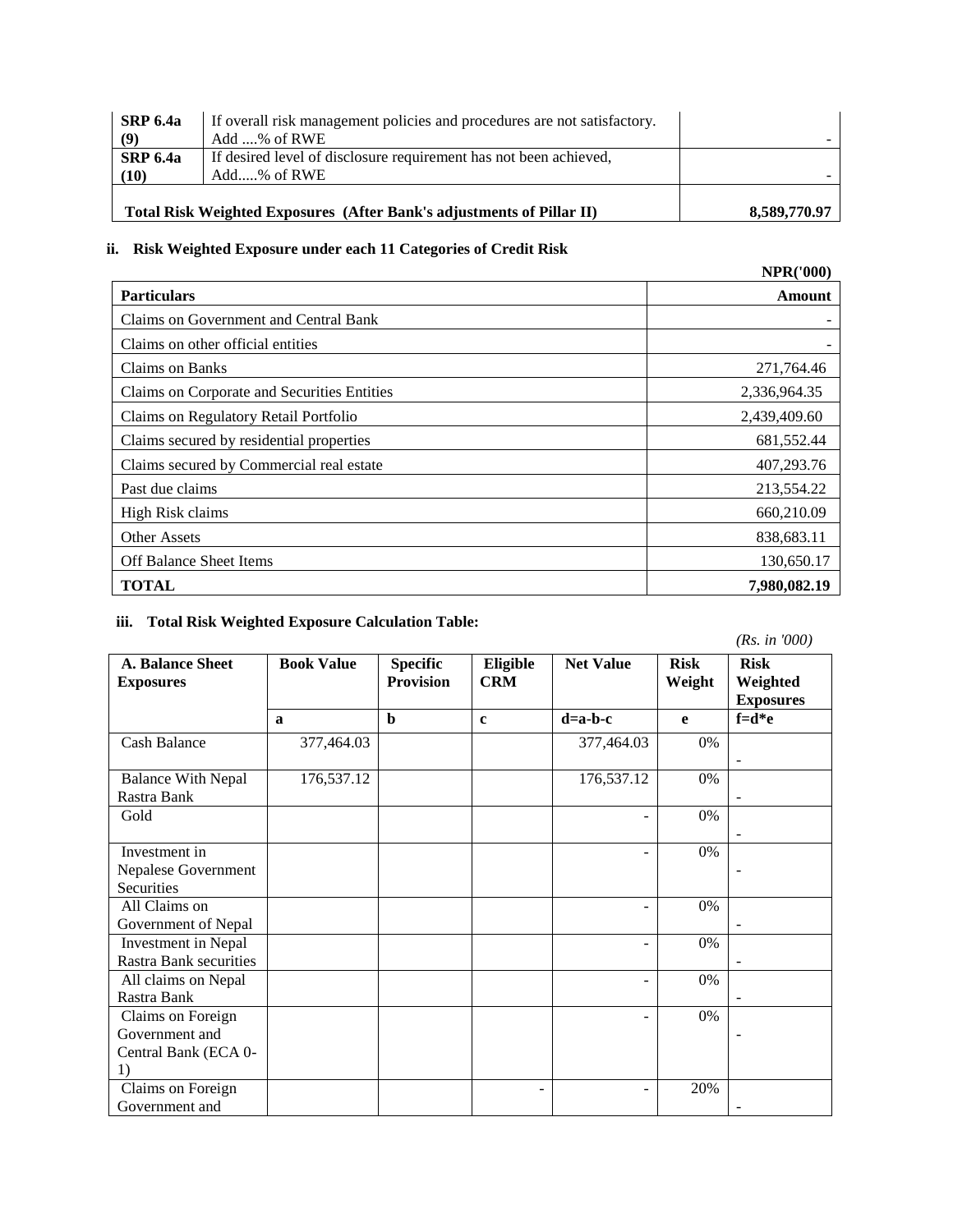| SRP 6.4a (9) | If overall risk management policies and procedures are not satisfactory. Add ....% of RWE | - |
|---|---|---|
| SRP 6.4a (10) | If desired level of disclosure requirement has not been achieved, Add.....% of RWE | - |
| **Total Risk Weighted Exposures (After Bank's adjustments of Pillar II)** | | **8,589,770.97** |

**ii. Risk Weighted Exposure under each 11 Categories of Credit Risk**

**NPR('000)**

| **Particulars** | **Amount** |
|---|---|
| Claims on Government and Central Bank | - |
| Claims on other official entities | - |
| Claims on Banks | 271,764.46 |
| Claims on Corporate and Securities Entities | 2,336,964.35 |
| Claims on Regulatory Retail Portfolio | 2,439,409.60 |
| Claims secured by residential properties | 681,552.44 |
| Claims secured by Commercial real estate | 407,293.76 |
| Past due claims | 213,554.22 |
| High Risk claims | 660,210.09 |
| Other Assets | 838,683.11 |
| Off Balance Sheet Items | 130,650.17 |
| **TOTAL** | **7,980,082.19** |

**iii. Total Risk Weighted Exposure Calculation Table:**

*(Rs. in '000)*

| **A. Balance Sheet Exposures** | **Book Value** | **Specific Provision** | **Eligible CRM** | **Net Value** | **Risk Weight** | **Risk Weighted Exposures** |
|---|---|---|---|---|---|---|
| | **a** | **b** | **c** | **d=a-b-c** | **e** | **f=d*e** |
| Cash Balance | 377,464.03 | | | 377,464.03 | 0% | - |
| Balance With Nepal Rastra Bank | 176,537.12 | | | 176,537.12 | 0% | - |
| Gold | | | | - | 0% | - |
| Investment in Nepalese Government Securities | | | | - | 0% | - |
| All Claims on Government of Nepal | | | | - | 0% | - |
| Investment in Nepal Rastra Bank securities | | | | - | 0% | - |
| All claims on Nepal Rastra Bank | | | | - | 0% | - |
| Claims on Foreign Government and Central Bank (ECA 0-1) | | | | - | 0% | - |
| Claims on Foreign Government and | | | - | - | 20% | - |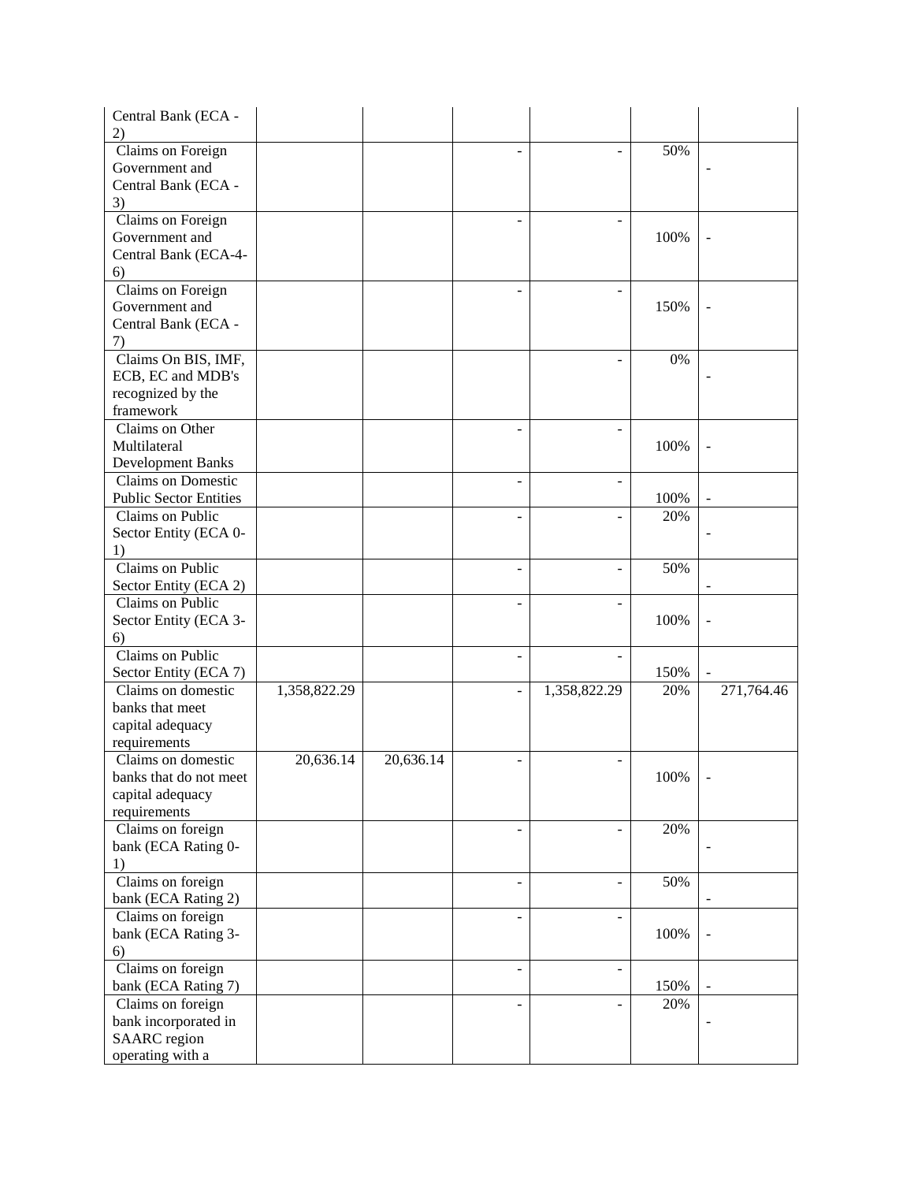| | | | | | | |
|---|---|---|---|---|---|---|
| Central Bank (ECA - 2) | | | | | | |
| Claims on Foreign Government and Central Bank (ECA - 3) | | | - | - | 50% | - |
| Claims on Foreign Government and Central Bank (ECA-4-6) | | | - | - | 100% | - |
| Claims on Foreign Government and Central Bank (ECA - 7) | | | - | - | 150% | - |
| Claims On BIS, IMF, ECB, EC and MDB's recognized by the framework | | | | - | 0% | - |
| Claims on Other Multilateral Development Banks | | | - | - | 100% | - |
| Claims on Domestic Public Sector Entities | | | - | - | 100% | - |
| Claims on Public Sector Entity (ECA 0-1) | | | - | - | 20% | - |
| Claims on Public Sector Entity (ECA 2) | | | - | - | 50% | - |
| Claims on Public Sector Entity (ECA 3-6) | | | - | - | 100% | - |
| Claims on Public Sector Entity (ECA 7) | | | - | - | 150% | - |
| Claims on domestic banks that meet capital adequacy requirements | 1,358,822.29 | | - | 1,358,822.29 | 20% | 271,764.46 |
| Claims on domestic banks that do not meet capital adequacy requirements | 20,636.14 | 20,636.14 | - | - | 100% | - |
| Claims on foreign bank (ECA Rating 0-1) | | | - | - | 20% | - |
| Claims on foreign bank (ECA Rating 2) | | | - | - | 50% | - |
| Claims on foreign bank (ECA Rating 3-6) | | | - | - | 100% | - |
| Claims on foreign bank (ECA Rating 7) | | | - | - | 150% | - |
| Claims on foreign bank incorporated in SAARC region operating with a | | | - | - | 20% | - |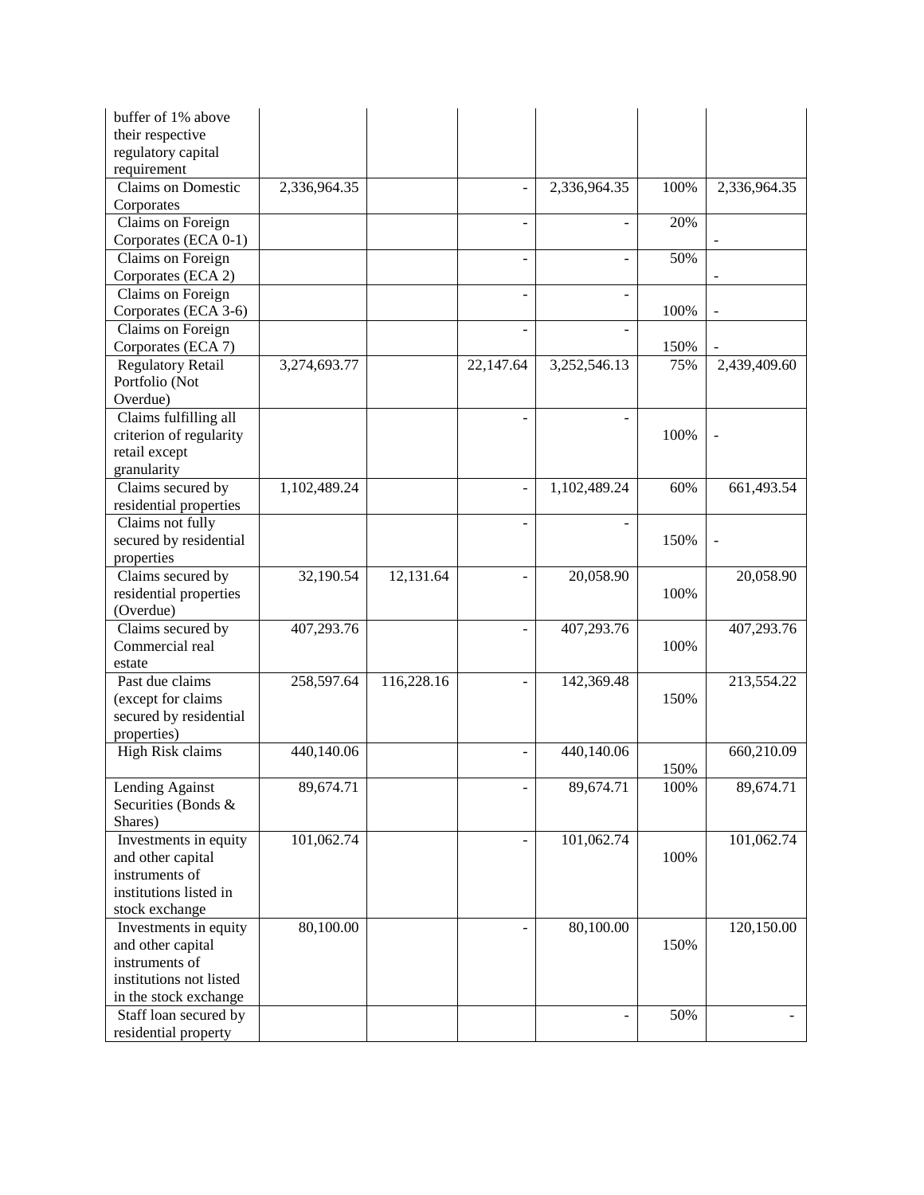| | | | | | | |
|---|---|---|---|---|---|---|
| buffer of 1% above their respective regulatory capital requirement | | | | | | |
| Claims on Domestic Corporates | 2,336,964.35 | | - | 2,336,964.35 | 100% | 2,336,964.35 |
| Claims on Foreign Corporates (ECA 0-1) | | | - | - | 20% | - |
| Claims on Foreign Corporates (ECA 2) | | | - | - | 50% | - |
| Claims on Foreign Corporates (ECA 3-6) | | | - | - | 100% | - |
| Claims on Foreign Corporates (ECA 7) | | | - | - | 150% | - |
| Regulatory Retail Portfolio (Not Overdue) | 3,274,693.77 | | 22,147.64 | 3,252,546.13 | 75% | 2,439,409.60 |
| Claims fulfilling all criterion of regularity retail except granularity | | | - | - | 100% | - |
| Claims secured by residential properties | 1,102,489.24 | | - | 1,102,489.24 | 60% | 661,493.54 |
| Claims not fully secured by residential properties | | | - | - | 150% | - |
| Claims secured by residential properties (Overdue) | 32,190.54 | 12,131.64 | - | 20,058.90 | 100% | 20,058.90 |
| Claims secured by Commercial real estate | 407,293.76 | | - | 407,293.76 | 100% | 407,293.76 |
| Past due claims (except for claims secured by residential properties) | 258,597.64 | 116,228.16 | - | 142,369.48 | 150% | 213,554.22 |
| High Risk claims | 440,140.06 | | - | 440,140.06 | 150% | 660,210.09 |
| Lending Against Securities (Bonds & Shares) | 89,674.71 | | - | 89,674.71 | 100% | 89,674.71 |
| Investments in equity and other capital instruments of institutions listed in stock exchange | 101,062.74 | | - | 101,062.74 | 100% | 101,062.74 |
| Investments in equity and other capital instruments of institutions not listed in the stock exchange | 80,100.00 | | - | 80,100.00 | 150% | 120,150.00 |
| Staff loan secured by residential property | | | | - | 50% | - |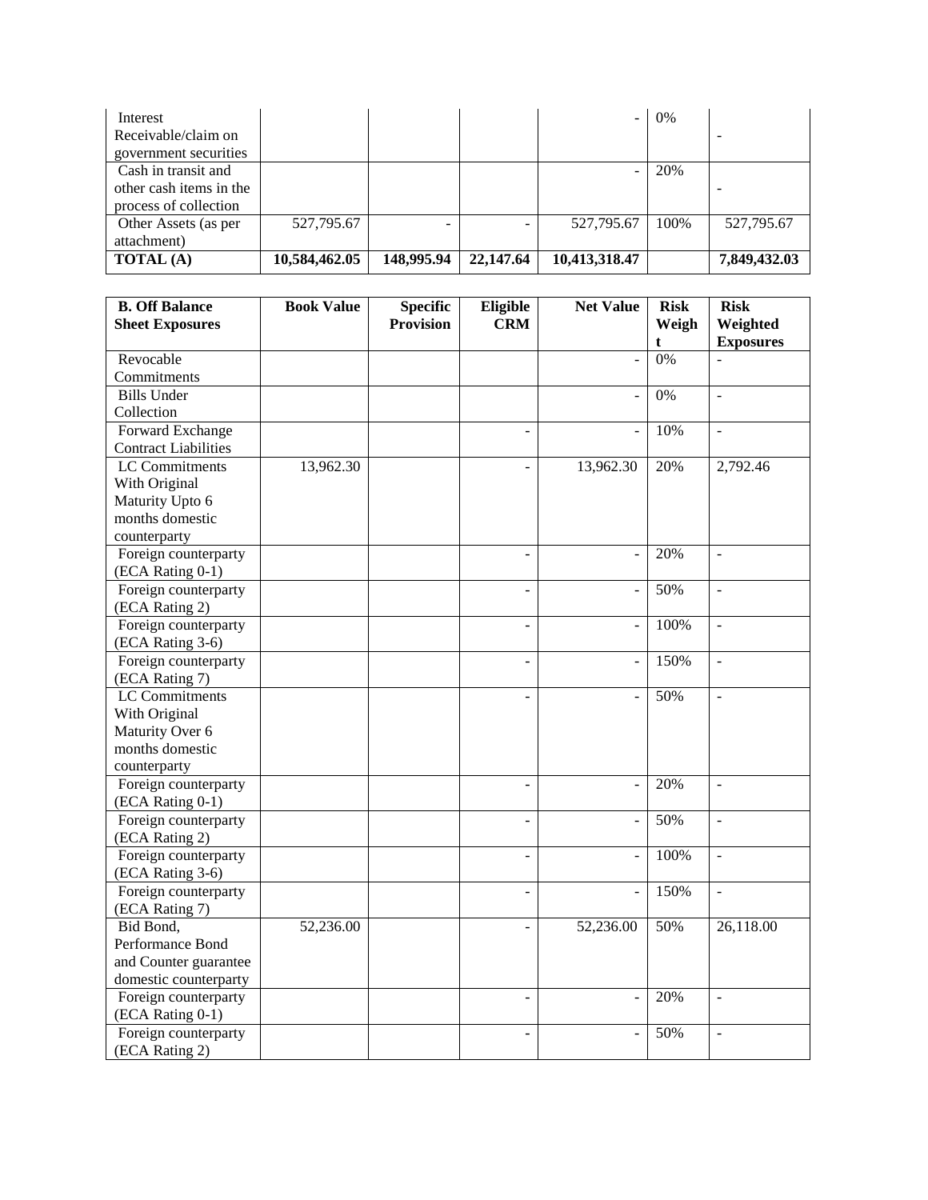| Interest Receivable/claim on government securities | | | | - | 0% | - |
|---|---|---|---|---|---|---|
| Cash in transit and other cash items in the process of collection | | | | - | 20% | - |
| Other Assets (as per attachment) | 527,795.67 | - | - | 527,795.67 | 100% | 527,795.67 |
| **TOTAL (A)** | **10,584,462.05** | **148,995.94** | **22,147.64** | **10,413,318.47** | | **7,849,432.03** |

| **B. Off Balance Sheet Exposures** | **Book Value** | **Specific Provision** | **Eligible CRM** | **Net Value** | **Risk Weight** | **Risk Weighted Exposures** |
|---|---|---|---|---|---|---|
| Revocable Commitments | | | | - | 0% | - |
| Bills Under Collection | | | | - | 0% | - |
| Forward Exchange Contract Liabilities | | | - | - | 10% | - |
| LC Commitments With Original Maturity Upto 6 months domestic counterparty | 13,962.30 | | - | 13,962.30 | 20% | 2,792.46 |
| Foreign counterparty (ECA Rating 0-1) | | | - | - | 20% | - |
| Foreign counterparty (ECA Rating 2) | | | - | - | 50% | - |
| Foreign counterparty (ECA Rating 3-6) | | | - | - | 100% | - |
| Foreign counterparty (ECA Rating 7) | | | - | - | 150% | - |
| LC Commitments With Original Maturity Over 6 months domestic counterparty | | | - | - | 50% | - |
| Foreign counterparty (ECA Rating 0-1) | | | - | - | 20% | - |
| Foreign counterparty (ECA Rating 2) | | | - | - | 50% | - |
| Foreign counterparty (ECA Rating 3-6) | | | - | - | 100% | - |
| Foreign counterparty (ECA Rating 7) | | | - | - | 150% | - |
| Bid Bond, Performance Bond and Counter guarantee domestic counterparty | 52,236.00 | | - | 52,236.00 | 50% | 26,118.00 |
| Foreign counterparty (ECA Rating 0-1) | | | - | - | 20% | - |
| Foreign counterparty (ECA Rating 2) | | | - | - | 50% | - |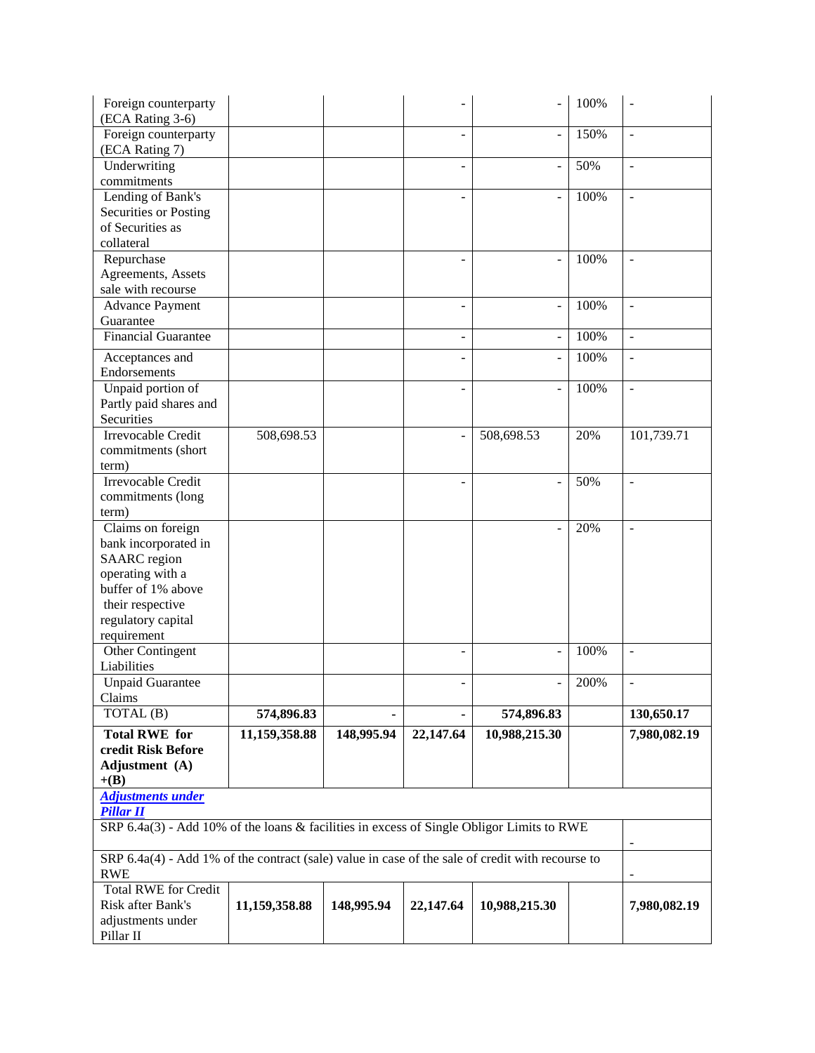| | | | | | | |
|---|---|---|---|---|---|---|
| Foreign counterparty (ECA Rating 3-6) | | | - | - | 100% | - |
| Foreign counterparty (ECA Rating 7) | | | - | - | 150% | - |
| Underwriting commitments | | | - | - | 50% | - |
| Lending of Bank's Securities or Posting of Securities as collateral | | | - | - | 100% | - |
| Repurchase Agreements, Assets sale with recourse | | | - | - | 100% | - |
| Advance Payment Guarantee | | | - | - | 100% | - |
| Financial Guarantee | | | - | - | 100% | - |
| Acceptances and Endorsements | | | - | - | 100% | - |
| Unpaid portion of Partly paid shares and Securities | | | - | - | 100% | - |
| Irrevocable Credit commitments (short term) | 508,698.53 | | - | 508,698.53 | 20% | 101,739.71 |
| Irrevocable Credit commitments (long term) | | | - | - | 50% | - |
| Claims on foreign bank incorporated in SAARC region operating with a buffer of 1% above their respective regulatory capital requirement | | | | - | 20% | - |
| Other Contingent Liabilities | | | - | - | 100% | - |
| Unpaid Guarantee Claims | | | - | - | 200% | - |
| TOTAL (B) | **574,896.83** | **-** | **-** | **574,896.83** | | **130,650.17** |
| **Total RWE for credit Risk Before Adjustment (A) +(B)** | **11,159,358.88** | **148,995.94** | **22,147.64** | **10,988,215.30** | | **7,980,082.19** |
| ***Adjustments under Pillar II*** | | | | | | |
| SRP 6.4a(3) - Add 10% of the loans & facilities in excess of Single Obligor Limits to RWE | | | | | | - |
| SRP 6.4a(4) - Add 1% of the contract (sale) value in case of the sale of credit with recourse to RWE | | | | | | - |
| Total RWE for Credit Risk after Bank's adjustments under Pillar II | **11,159,358.88** | **148,995.94** | **22,147.64** | **10,988,215.30** | | **7,980,082.19** |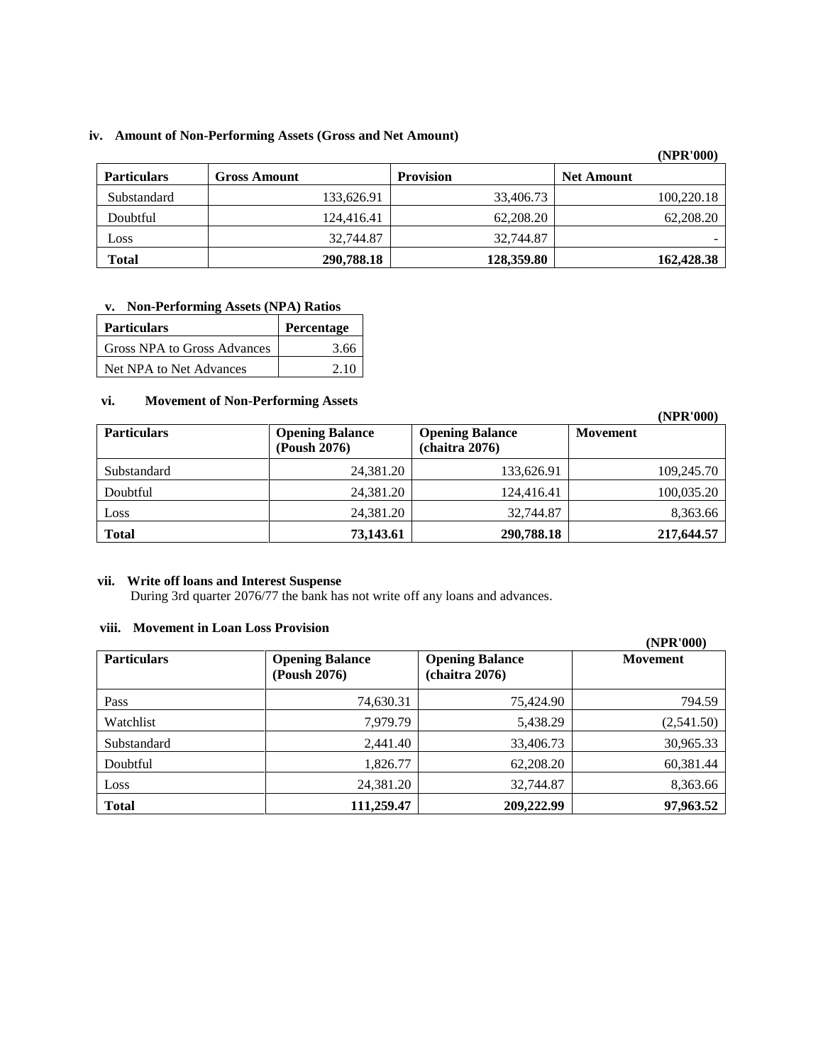### iv. Amount of Non-Performing Assets (Gross and Net Amount)

(NPR'000)

| Particulars | Gross Amount | Provision | Net Amount |
|---|---|---|---|
| Substandard | 133,626.91 | 33,406.73 | 100,220.18 |
| Doubtful | 124,416.41 | 62,208.20 | 62,208.20 |
| Loss | 32,744.87 | 32,744.87 | - |
| **Total** | **290,788.18** | **128,359.80** | **162,428.38** |

### v. Non-Performing Assets (NPA) Ratios

| Particulars | Percentage |
|---|---|
| Gross NPA to Gross Advances | 3.66 |
| Net NPA to Net Advances | 2.10 |

### vi. Movement of Non-Performing Assets

(NPR'000)

| Particulars | Opening Balance (Poush 2076) | Opening Balance (chaitra 2076) | Movement |
|---|---|---|---|
| Substandard | 24,381.20 | 133,626.91 | 109,245.70 |
| Doubtful | 24,381.20 | 124,416.41 | 100,035.20 |
| Loss | 24,381.20 | 32,744.87 | 8,363.66 |
| **Total** | **73,143.61** | **290,788.18** | **217,644.57** |

### vii. Write off loans and Interest Suspense

During 3rd quarter 2076/77 the bank has not write off any loans and advances.

### viii. Movement in Loan Loss Provision

(NPR'000)

| Particulars | Opening Balance (Poush 2076) | Opening Balance (chaitra 2076) | Movement |
|---|---|---|---|
| Pass | 74,630.31 | 75,424.90 | 794.59 |
| Watchlist | 7,979.79 | 5,438.29 | (2,541.50) |
| Substandard | 2,441.40 | 33,406.73 | 30,965.33 |
| Doubtful | 1,826.77 | 62,208.20 | 60,381.44 |
| Loss | 24,381.20 | 32,744.87 | 8,363.66 |
| **Total** | **111,259.47** | **209,222.99** | **97,963.52** |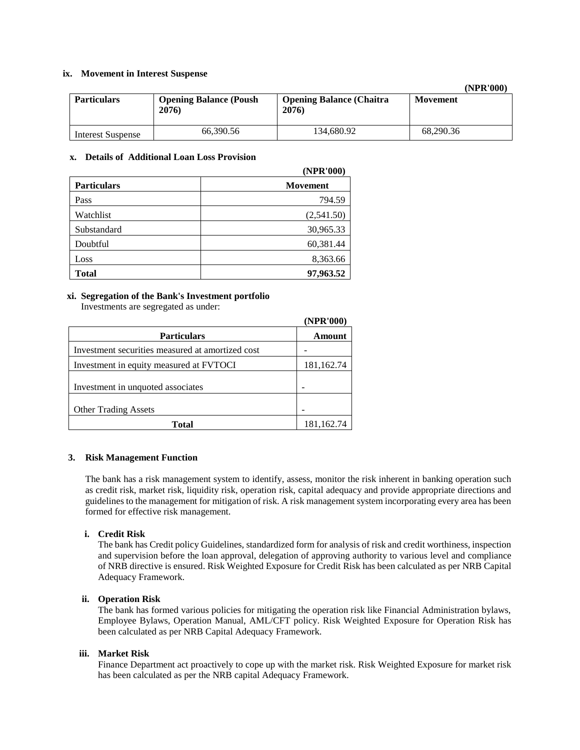**ix. Movement in Interest Suspense**

(NPR'000)

| Particulars | Opening Balance (Poush 2076) | Opening Balance (Chaitra 2076) | Movement |
|---|---|---|---|
| Interest Suspense | 66,390.56 | 134,680.92 | 68,290.36 |

**x. Details of Additional Loan Loss Provision**

(NPR'000)

| Particulars | Movement |
|---|---|
| Pass | 794.59 |
| Watchlist | (2,541.50) |
| Substandard | 30,965.33 |
| Doubtful | 60,381.44 |
| Loss | 8,363.66 |
| **Total** | **97,963.52** |

**xi. Segregation of the Bank's Investment portfolio**

Investments are segregated as under:

(NPR'000)

| Particulars | Amount |
|---|---|
| Investment securities measured at amortized cost | - |
| Investment in equity measured at FVTOCI | 181,162.74 |
| Investment in unquoted associates | - |
| Other Trading Assets | - |
| **Total** | 181,162.74 |

**3. Risk Management Function**

The bank has a risk management system to identify, assess, monitor the risk inherent in banking operation such as credit risk, market risk, liquidity risk, operation risk, capital adequacy and provide appropriate directions and guidelines to the management for mitigation of risk. A risk management system incorporating every area has been formed for effective risk management.

**i. Credit Risk**

The bank has Credit policy Guidelines, standardized form for analysis of risk and credit worthiness, inspection and supervision before the loan approval, delegation of approving authority to various level and compliance of NRB directive is ensured. Risk Weighted Exposure for Credit Risk has been calculated as per NRB Capital Adequacy Framework.

**ii. Operation Risk**

The bank has formed various policies for mitigating the operation risk like Financial Administration bylaws, Employee Bylaws, Operation Manual, AML/CFT policy. Risk Weighted Exposure for Operation Risk has been calculated as per NRB Capital Adequacy Framework.

**iii. Market Risk**

Finance Department act proactively to cope up with the market risk. Risk Weighted Exposure for market risk has been calculated as per the NRB capital Adequacy Framework.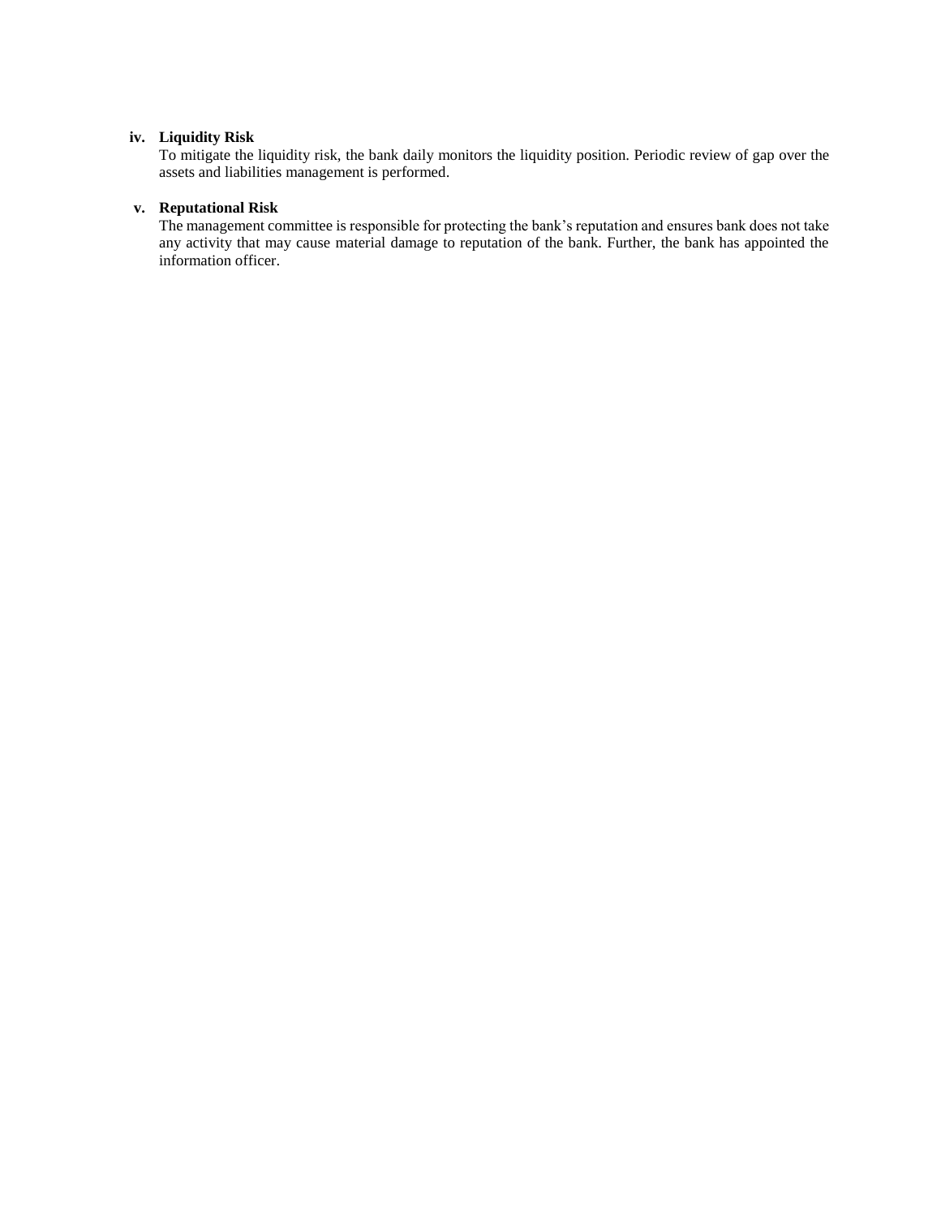**iv. Liquidity Risk**

To mitigate the liquidity risk, the bank daily monitors the liquidity position. Periodic review of gap over the assets and liabilities management is performed.

**v. Reputational Risk**

The management committee is responsible for protecting the bank's reputation and ensures bank does not take any activity that may cause material damage to reputation of the bank. Further, the bank has appointed the information officer.